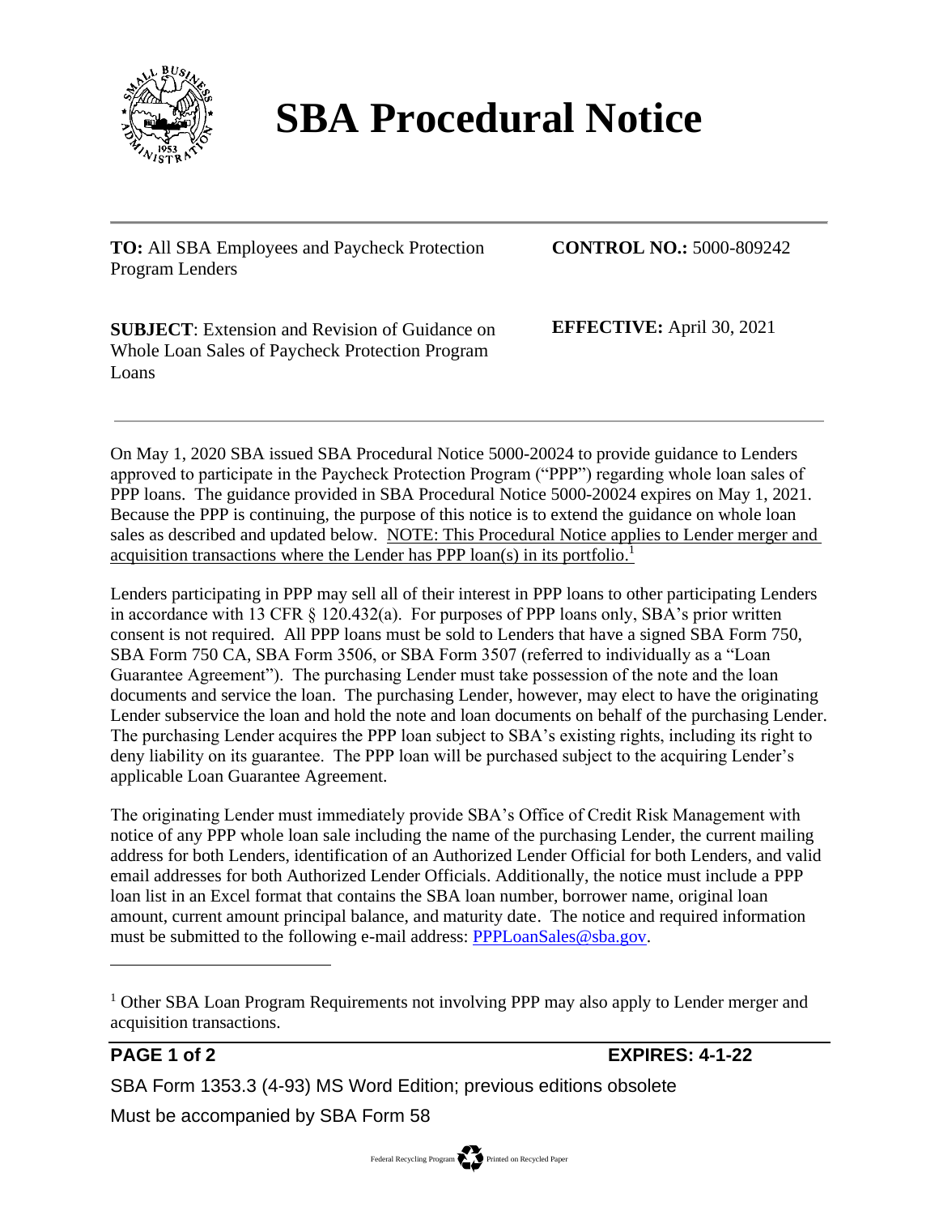# SBA Procedural Notice

**TO:** All SBA Employees and Paycheck Protection Program Lenders

**CONTROL NO.:** 5000-809242

**SUBJECT**: Extension and Revision of Guidance on Whole Loan Sales of Paycheck Protection Program Loans

**EFFECTIVE:** April 30, 2021

---

On May 1, 2020 SBA issued SBA Procedural Notice 5000-20024 to provide guidance to Lenders approved to participate in the Paycheck Protection Program ("PPP") regarding whole loan sales of PPP loans. The guidance provided in SBA Procedural Notice 5000-20024 expires on May 1, 2021. Because the PPP is continuing, the purpose of this notice is to extend the guidance on whole loan sales as described and updated below. NOTE: This Procedural Notice applies to Lender merger and acquisition transactions where the Lender has PPP loan(s) in its portfolio.[1]

Lenders participating in PPP may sell all of their interest in PPP loans to other participating Lenders in accordance with 13 CFR § 120.432(a). For purposes of PPP loans only, SBA's prior written consent is not required. All PPP loans must be sold to Lenders that have a signed SBA Form 750, SBA Form 750 CA, SBA Form 3506, or SBA Form 3507 (referred to individually as a "Loan Guarantee Agreement"). The purchasing Lender must take possession of the note and the loan documents and service the loan. The purchasing Lender, however, may elect to have the originating Lender subservice the loan and hold the note and loan documents on behalf of the purchasing Lender. The purchasing Lender acquires the PPP loan subject to SBA's existing rights, including its right to deny liability on its guarantee. The PPP loan will be purchased subject to the acquiring Lender's applicable Loan Guarantee Agreement.

The originating Lender must immediately provide SBA's Office of Credit Risk Management with notice of any PPP whole loan sale including the name of the purchasing Lender, the current mailing address for both Lenders, identification of an Authorized Lender Official for both Lenders, and valid email addresses for both Authorized Lender Officials. Additionally, the notice must include a PPP loan list in an Excel format that contains the SBA loan number, borrower name, original loan amount, current amount principal balance, and maturity date. The notice and required information must be submitted to the following e-mail address: PPPLoanSales@sba.gov.

---

[1] Other SBA Loan Program Requirements not involving PPP may also apply to Lender merger and acquisition transactions.

**EXPIRES: 4-1-22**

SBA Form 1353.3 (4-93) MS Word Edition; previous editions obsolete

Must be accompanied by SBA Form 58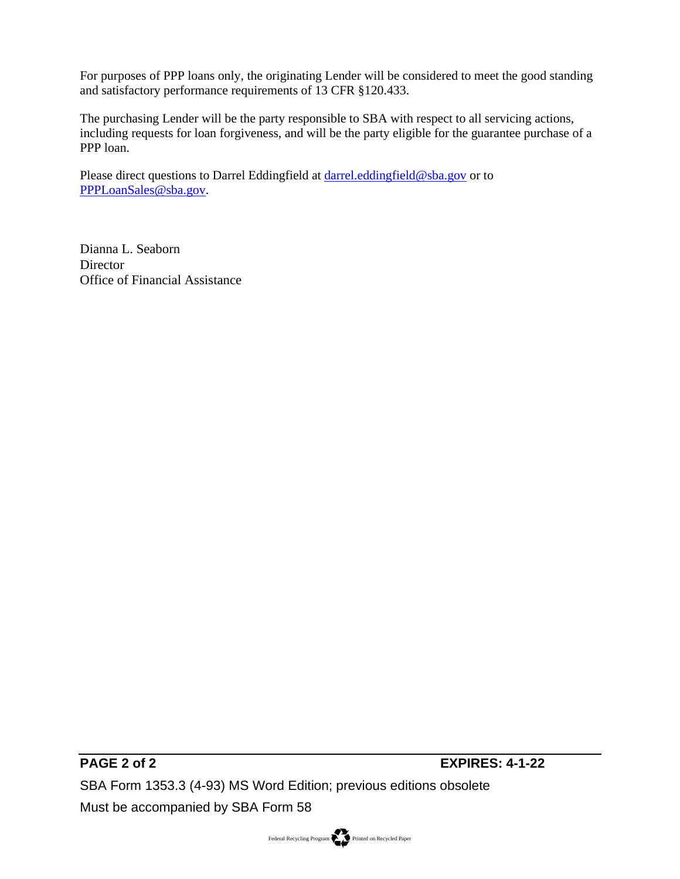For purposes of PPP loans only, the originating Lender will be considered to meet the good standing and satisfactory performance requirements of 13 CFR §120.433.

The purchasing Lender will be the party responsible to SBA with respect to all servicing actions, including requests for loan forgiveness, and will be the party eligible for the guarantee purchase of a PPP loan.

Please direct questions to Darrel Eddingfield at darrel.eddingfield@sba.gov or to PPPLoanSales@sba.gov.

Dianna L. Seaborn
Director
Office of Financial Assistance

**EXPIRES: 4-1-22**

SBA Form 1353.3 (4-93) MS Word Edition; previous editions obsolete

Must be accompanied by SBA Form 58

Federal Recycling Program Printed on Recycled Paper